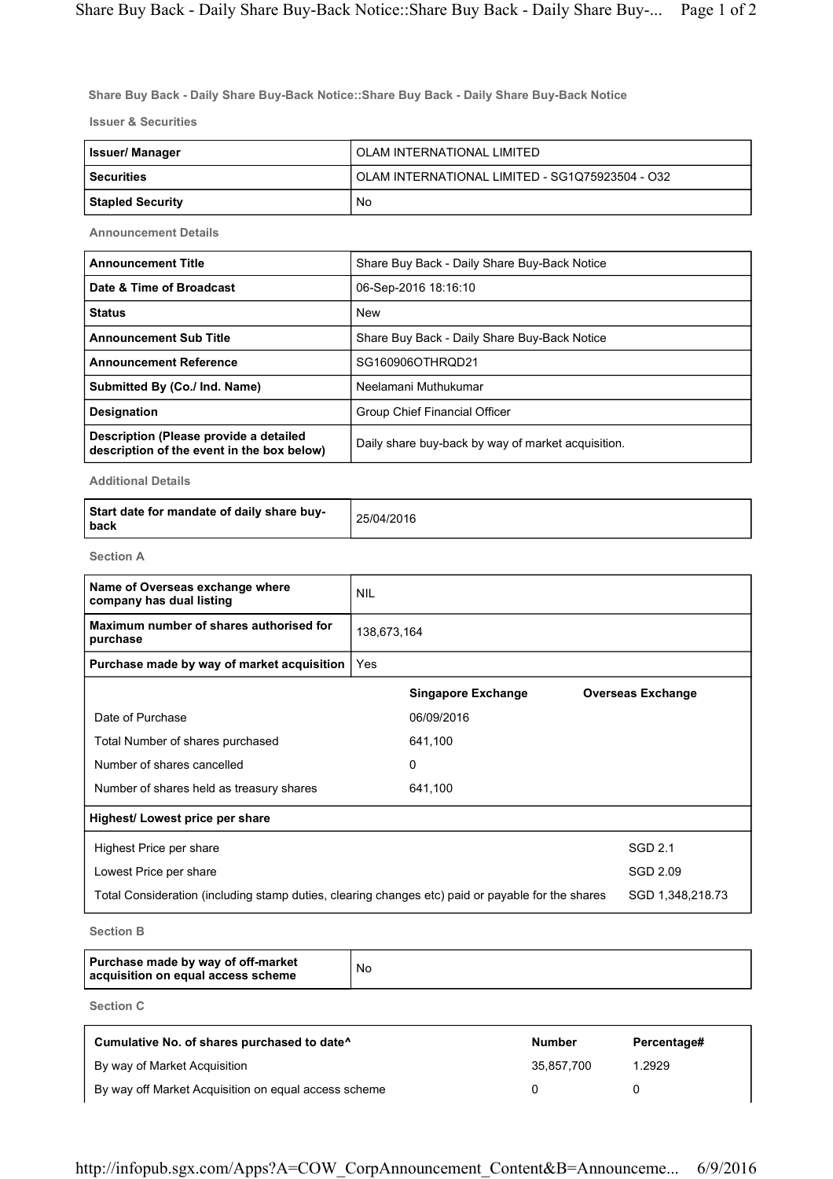## Share Buy Back - Daily Share Buy-Back Notice::Share Buy Back - Daily Share Buy-Back Notice

### Issuer & Securities

| Issuer/ Manager | OLAM INTERNATIONAL LIMITED |
|---|---|
| Securities | OLAM INTERNATIONAL LIMITED - SG1Q75923504 - O32 |
| Stapled Security | No |

### Announcement Details

| Announcement Title | Share Buy Back - Daily Share Buy-Back Notice |
|---|---|
| Date & Time of Broadcast | 06-Sep-2016 18:16:10 |
| Status | New |
| Announcement Sub Title | Share Buy Back - Daily Share Buy-Back Notice |
| Announcement Reference | SG160906OTHRQD21 |
| Submitted By (Co./ Ind. Name) | Neelamani Muthukumar |
| Designation | Group Chief Financial Officer |
| Description (Please provide a detailed description of the event in the box below) | Daily share buy-back by way of market acquisition. |

### Additional Details

| Start date for mandate of daily share buy-back | 25/04/2016 |
|---|---|

### Section A

| Name of Overseas exchange where company has dual listing | NIL |
|---|---|
| Maximum number of shares authorised for purchase | 138,673,164 |
| Purchase made by way of market acquisition | Yes |

| | Singapore Exchange | Overseas Exchange |
|---|---|---|
| Date of Purchase | 06/09/2016 | |
| Total Number of shares purchased | 641,100 | |
| Number of shares cancelled | 0 | |
| Number of shares held as treasury shares | 641,100 | |

| Highest/ Lowest price per share | |
|---|---|
| Highest Price per share | SGD 2.1 |
| Lowest Price per share | SGD 2.09 |
| Total Consideration (including stamp duties, clearing changes etc) paid or payable for the shares | SGD 1,348,218.73 |

### Section B

| Purchase made by way of off-market acquisition on equal access scheme | No |
|---|---|

### Section C

| Cumulative No. of shares purchased to date^ | Number | Percentage# |
|---|---|---|
| By way of Market Acquisition | 35,857,700 | 1.2929 |
| By way off Market Acquisition on equal access scheme | 0 | 0 |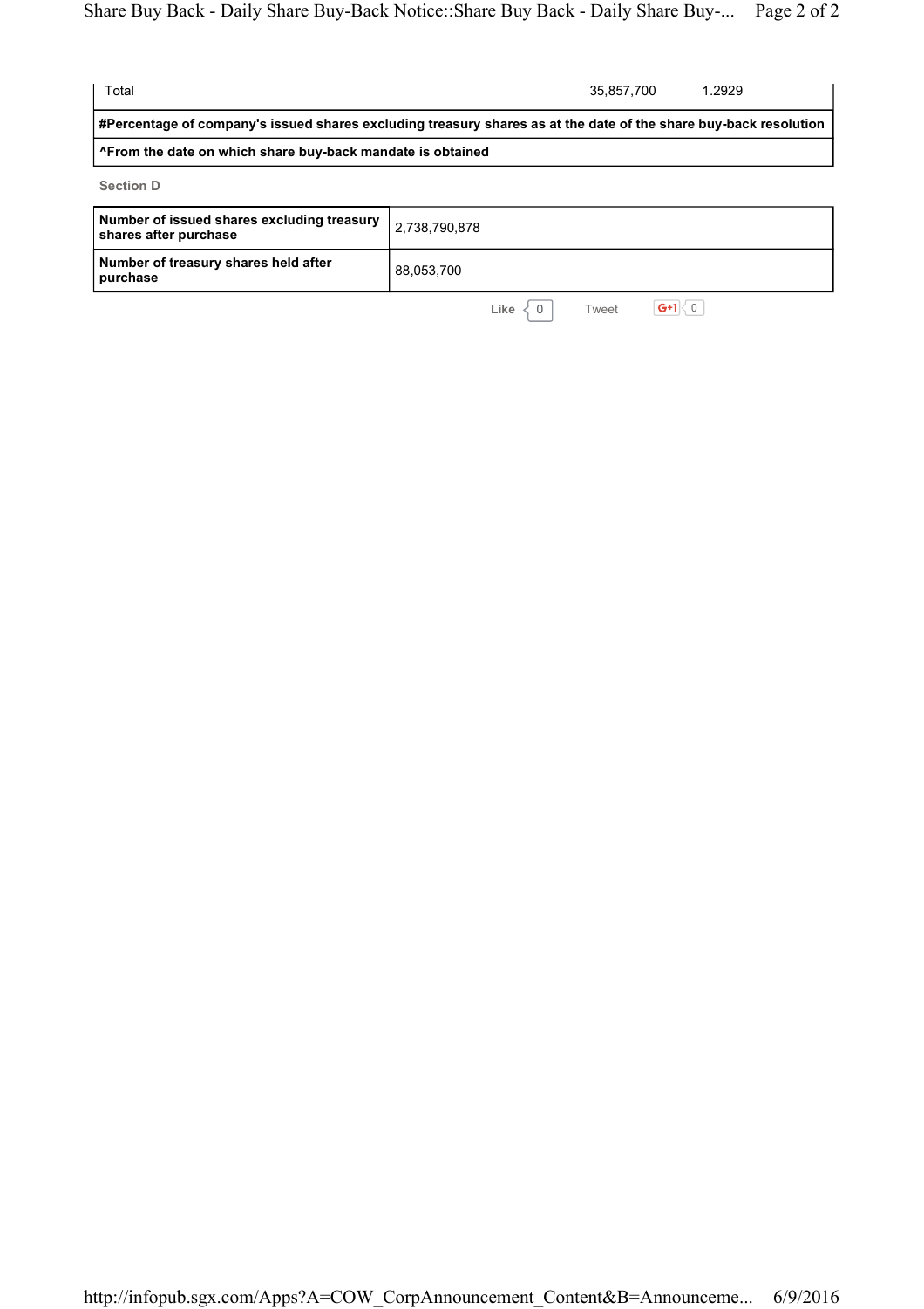| | | | |
|---|---|---|---|
| Total | | 35,857,700 | 1.2929 |
| **#Percentage of company's issued shares excluding treasury shares as at the date of the share buy-back resolution** | | | |
| **^From the date on which share buy-back mandate is obtained** | | | |

Section D

| | |
|---|---|
| **Number of issued shares excluding treasury shares after purchase** | 2,738,790,878 |
| **Number of treasury shares held after purchase** | 88,053,700 |